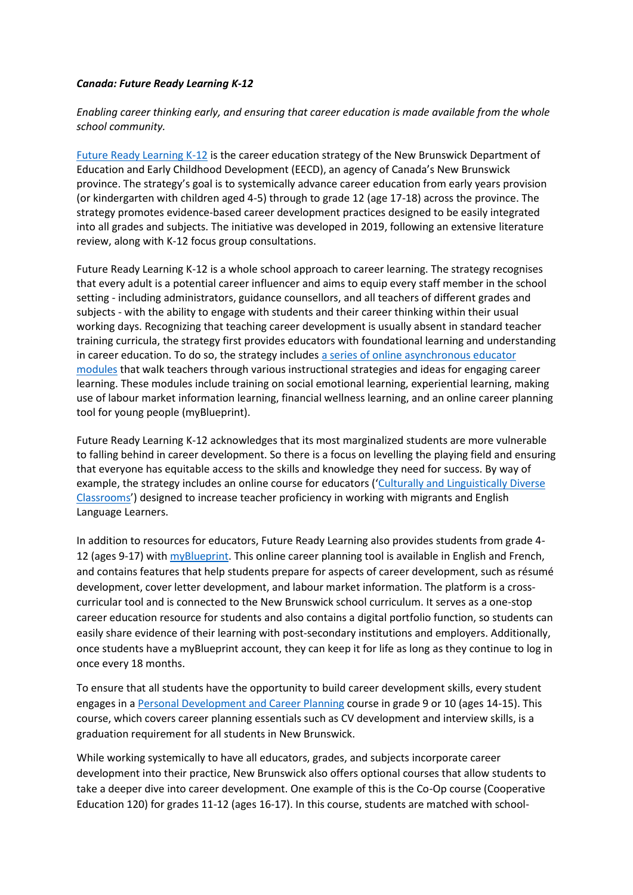***Canada: Future Ready Learning K-12***

*Enabling career thinking early, and ensuring that career education is made available from the whole school community.*

Future Ready Learning K-12 is the career education strategy of the New Brunswick Department of Education and Early Childhood Development (EECD), an agency of Canada's New Brunswick province. The strategy's goal is to systemically advance career education from early years provision (or kindergarten with children aged 4-5) through to grade 12 (age 17-18) across the province. The strategy promotes evidence-based career development practices designed to be easily integrated into all grades and subjects. The initiative was developed in 2019, following an extensive literature review, along with K-12 focus group consultations.

Future Ready Learning K-12 is a whole school approach to career learning. The strategy recognises that every adult is a potential career influencer and aims to equip every staff member in the school setting - including administrators, guidance counsellors, and all teachers of different grades and subjects - with the ability to engage with students and their career thinking within their usual working days. Recognizing that teaching career development is usually absent in standard teacher training curricula, the strategy first provides educators with foundational learning and understanding in career education. To do so, the strategy includes a series of online asynchronous educator modules that walk teachers through various instructional strategies and ideas for engaging career learning. These modules include training on social emotional learning, experiential learning, making use of labour market information learning, financial wellness learning, and an online career planning tool for young people (myBlueprint).

Future Ready Learning K-12 acknowledges that its most marginalized students are more vulnerable to falling behind in career development. So there is a focus on levelling the playing field and ensuring that everyone has equitable access to the skills and knowledge they need for success. By way of example, the strategy includes an online course for educators ('Culturally and Linguistically Diverse Classrooms') designed to increase teacher proficiency in working with migrants and English Language Learners.

In addition to resources for educators, Future Ready Learning also provides students from grade 4-12 (ages 9-17) with myBlueprint. This online career planning tool is available in English and French, and contains features that help students prepare for aspects of career development, such as résumé development, cover letter development, and labour market information. The platform is a cross-curricular tool and is connected to the New Brunswick school curriculum. It serves as a one-stop career education resource for students and also contains a digital portfolio function, so students can easily share evidence of their learning with post-secondary institutions and employers. Additionally, once students have a myBlueprint account, they can keep it for life as long as they continue to log in once every 18 months.

To ensure that all students have the opportunity to build career development skills, every student engages in a Personal Development and Career Planning course in grade 9 or 10 (ages 14-15). This course, which covers career planning essentials such as CV development and interview skills, is a graduation requirement for all students in New Brunswick.

While working systemically to have all educators, grades, and subjects incorporate career development into their practice, New Brunswick also offers optional courses that allow students to take a deeper dive into career development. One example of this is the Co-Op course (Cooperative Education 120) for grades 11-12 (ages 16-17). In this course, students are matched with school-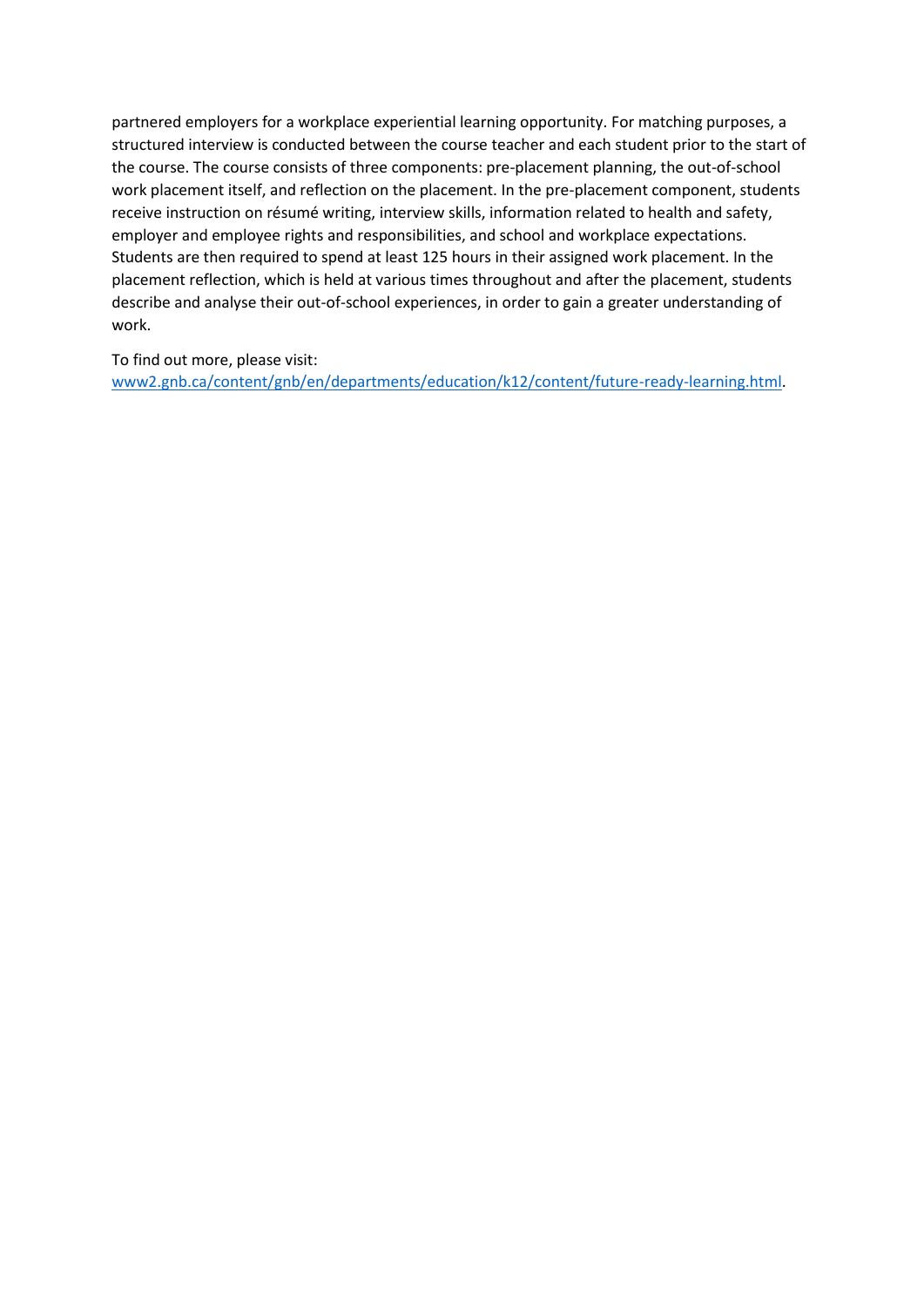partnered employers for a workplace experiential learning opportunity. For matching purposes, a structured interview is conducted between the course teacher and each student prior to the start of the course. The course consists of three components: pre-placement planning, the out-of-school work placement itself, and reflection on the placement. In the pre-placement component, students receive instruction on résumé writing, interview skills, information related to health and safety, employer and employee rights and responsibilities, and school and workplace expectations. Students are then required to spend at least 125 hours in their assigned work placement. In the placement reflection, which is held at various times throughout and after the placement, students describe and analyse their out-of-school experiences, in order to gain a greater understanding of work.

To find out more, please visit: [www2.gnb.ca/content/gnb/en/departments/education/k12/content/future-ready-learning.html](www2.gnb.ca/content/gnb/en/departments/education/k12/content/future-ready-learning.html).